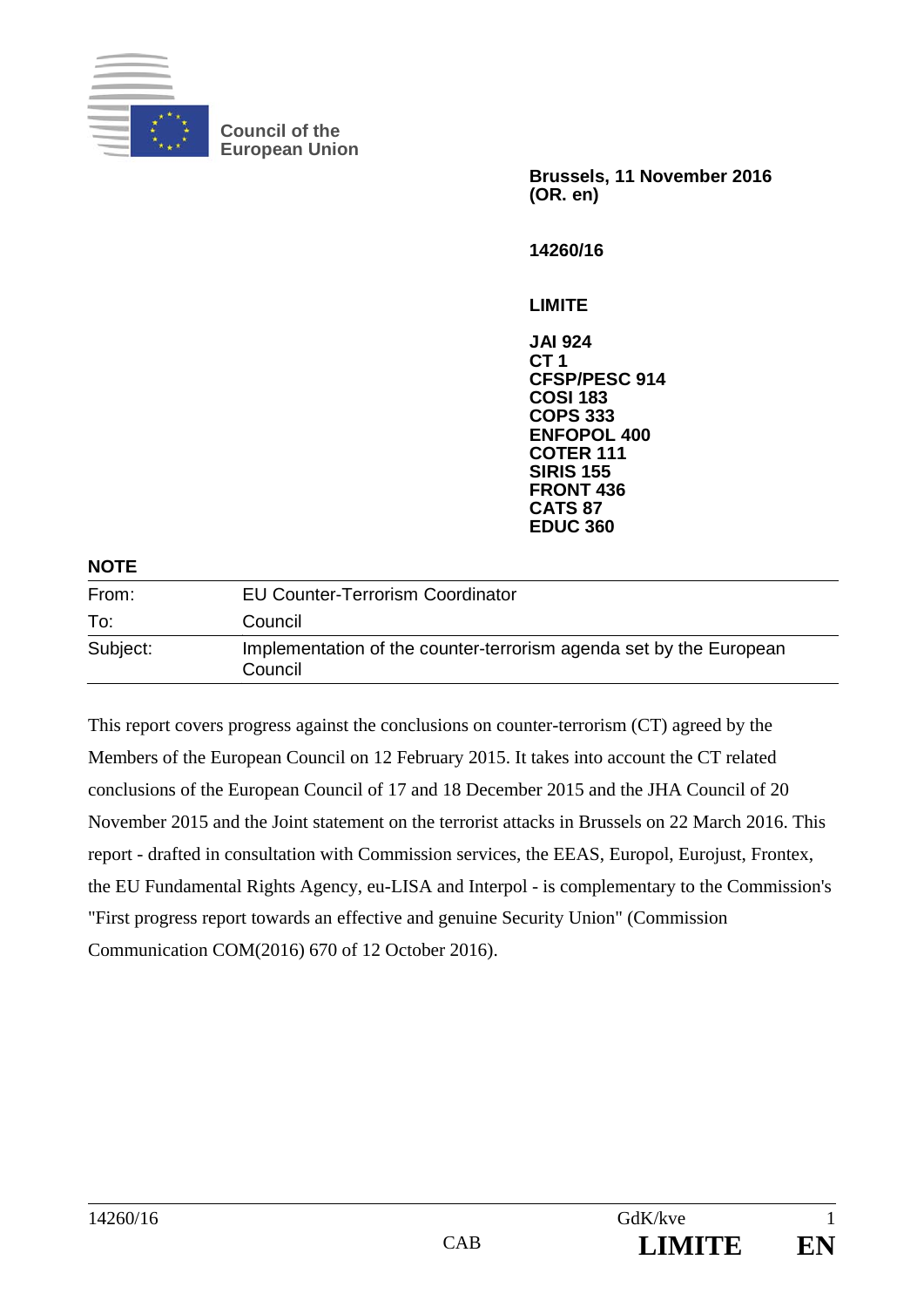**Council of the European Union**

**Brussels, 11 November 2016**
**(OR. en)**

**14260/16**

**LIMITE**

**JAI 924**
**CT 1**
**CFSP/PESC 914**
**COSI 183**
**COPS 333**
**ENFOPOL 400**
**COTER 111**
**SIRIS 155**
**FRONT 436**
**CATS 87**
**EDUC 360**

**NOTE**

| | |
|---|---|
| From: | EU Counter-Terrorism Coordinator |
| To: | Council |
| Subject: | Implementation of the counter-terrorism agenda set by the European Council |

This report covers progress against the conclusions on counter-terrorism (CT) agreed by the Members of the European Council on 12 February 2015. It takes into account the CT related conclusions of the European Council of 17 and 18 December 2015 and the JHA Council of 20 November 2015 and the Joint statement on the terrorist attacks in Brussels on 22 March 2016. This report - drafted in consultation with Commission services, the EEAS, Europol, Eurojust, Frontex, the EU Fundamental Rights Agency, eu-LISA and Interpol - is complementary to the Commission's "First progress report towards an effective and genuine Security Union" (Commission Communication COM(2016) 670 of 12 October 2016).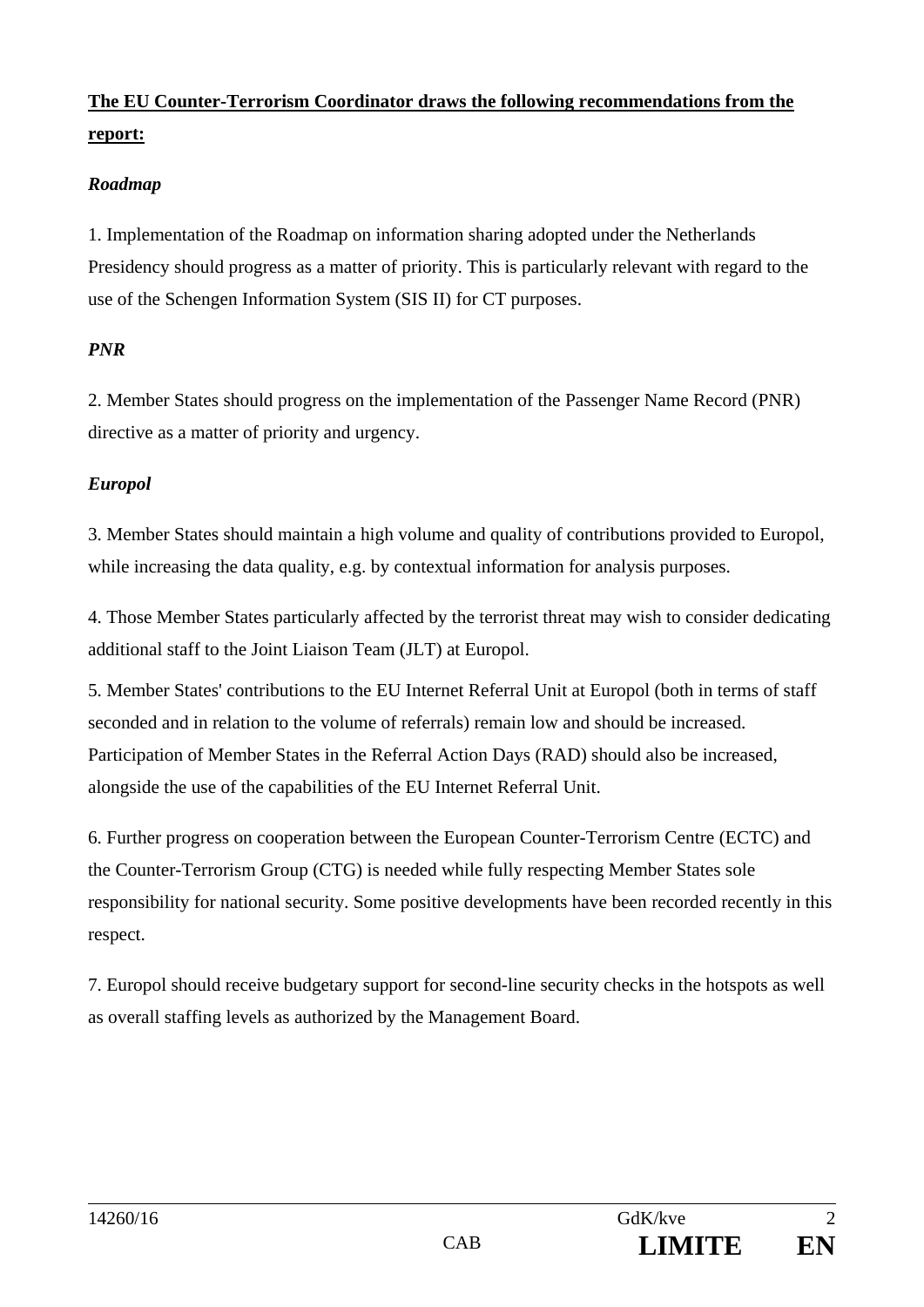**<u>The EU Counter-Terrorism Coordinator draws the following recommendations from the report:</u>**

*Roadmap*

1. Implementation of the Roadmap on information sharing adopted under the Netherlands Presidency should progress as a matter of priority. This is particularly relevant with regard to the use of the Schengen Information System (SIS II) for CT purposes.

*PNR*

2. Member States should progress on the implementation of the Passenger Name Record (PNR) directive as a matter of priority and urgency.

*Europol*

3. Member States should maintain a high volume and quality of contributions provided to Europol, while increasing the data quality, e.g. by contextual information for analysis purposes.

4. Those Member States particularly affected by the terrorist threat may wish to consider dedicating additional staff to the Joint Liaison Team (JLT) at Europol.

5. Member States' contributions to the EU Internet Referral Unit at Europol (both in terms of staff seconded and in relation to the volume of referrals) remain low and should be increased. Participation of Member States in the Referral Action Days (RAD) should also be increased, alongside the use of the capabilities of the EU Internet Referral Unit.

6. Further progress on cooperation between the European Counter-Terrorism Centre (ECTC) and the Counter-Terrorism Group (CTG) is needed while fully respecting Member States sole responsibility for national security. Some positive developments have been recorded recently in this respect.

7. Europol should receive budgetary support for second-line security checks in the hotspots as well as overall staffing levels as authorized by the Management Board.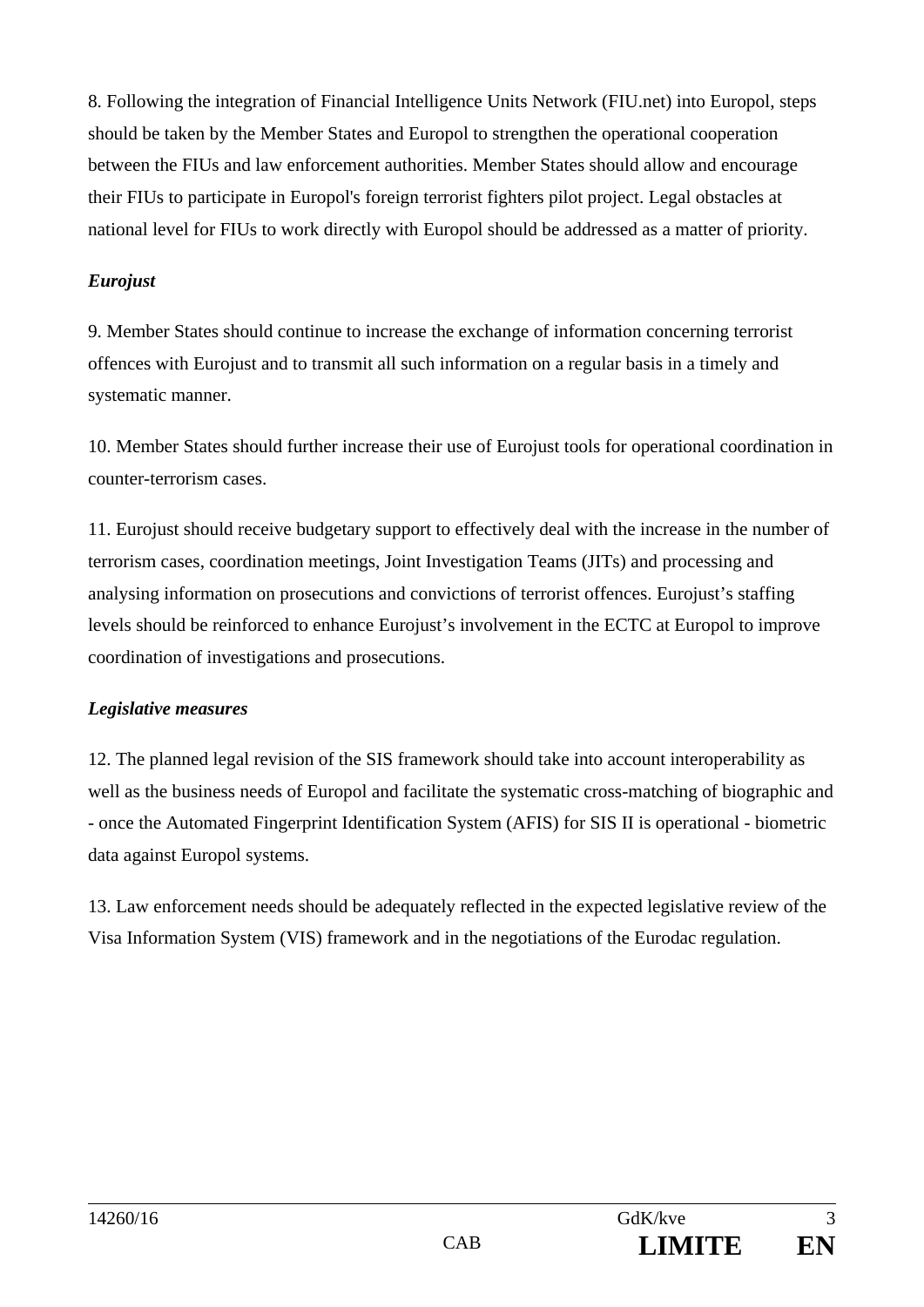8. Following the integration of Financial Intelligence Units Network (FIU.net) into Europol, steps should be taken by the Member States and Europol to strengthen the operational cooperation between the FIUs and law enforcement authorities. Member States should allow and encourage their FIUs to participate in Europol's foreign terrorist fighters pilot project. Legal obstacles at national level for FIUs to work directly with Europol should be addressed as a matter of priority.

***Eurojust***

9. Member States should continue to increase the exchange of information concerning terrorist offences with Eurojust and to transmit all such information on a regular basis in a timely and systematic manner.

10. Member States should further increase their use of Eurojust tools for operational coordination in counter-terrorism cases.

11. Eurojust should receive budgetary support to effectively deal with the increase in the number of terrorism cases, coordination meetings, Joint Investigation Teams (JITs) and processing and analysing information on prosecutions and convictions of terrorist offences. Eurojust's staffing levels should be reinforced to enhance Eurojust's involvement in the ECTC at Europol to improve coordination of investigations and prosecutions.

***Legislative measures***

12. The planned legal revision of the SIS framework should take into account interoperability as well as the business needs of Europol and facilitate the systematic cross-matching of biographic and - once the Automated Fingerprint Identification System (AFIS) for SIS II is operational - biometric data against Europol systems.

13. Law enforcement needs should be adequately reflected in the expected legislative review of the Visa Information System (VIS) framework and in the negotiations of the Eurodac regulation.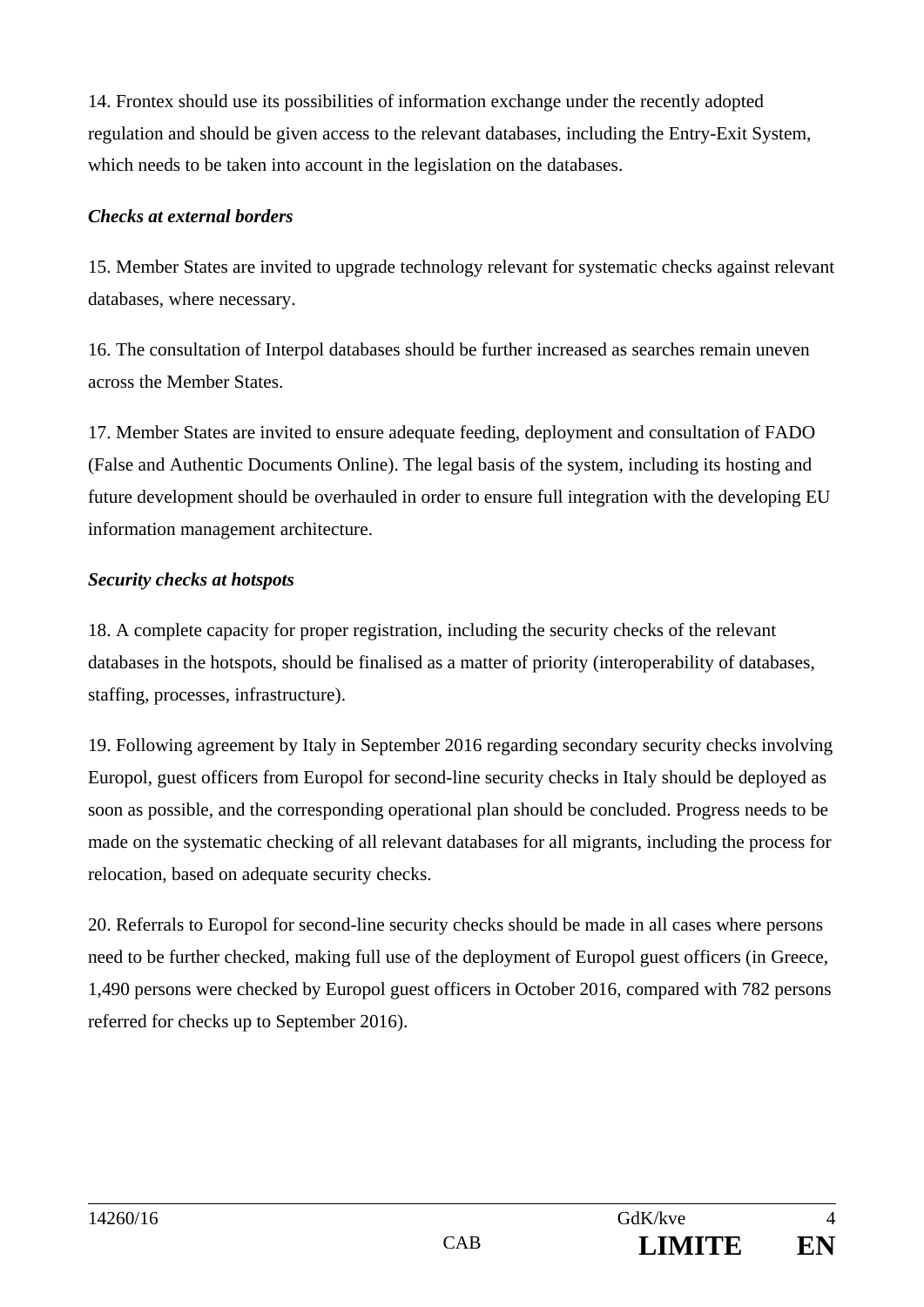14. Frontex should use its possibilities of information exchange under the recently adopted regulation and should be given access to the relevant databases, including the Entry-Exit System, which needs to be taken into account in the legislation on the databases.

***Checks at external borders***

15. Member States are invited to upgrade technology relevant for systematic checks against relevant databases, where necessary.

16. The consultation of Interpol databases should be further increased as searches remain uneven across the Member States.

17. Member States are invited to ensure adequate feeding, deployment and consultation of FADO (False and Authentic Documents Online). The legal basis of the system, including its hosting and future development should be overhauled in order to ensure full integration with the developing EU information management architecture.

***Security checks at hotspots***

18. A complete capacity for proper registration, including the security checks of the relevant databases in the hotspots, should be finalised as a matter of priority (interoperability of databases, staffing, processes, infrastructure).

19. Following agreement by Italy in September 2016 regarding secondary security checks involving Europol, guest officers from Europol for second-line security checks in Italy should be deployed as soon as possible, and the corresponding operational plan should be concluded. Progress needs to be made on the systematic checking of all relevant databases for all migrants, including the process for relocation, based on adequate security checks.

20. Referrals to Europol for second-line security checks should be made in all cases where persons need to be further checked, making full use of the deployment of Europol guest officers (in Greece, 1,490 persons were checked by Europol guest officers in October 2016, compared with 782 persons referred for checks up to September 2016).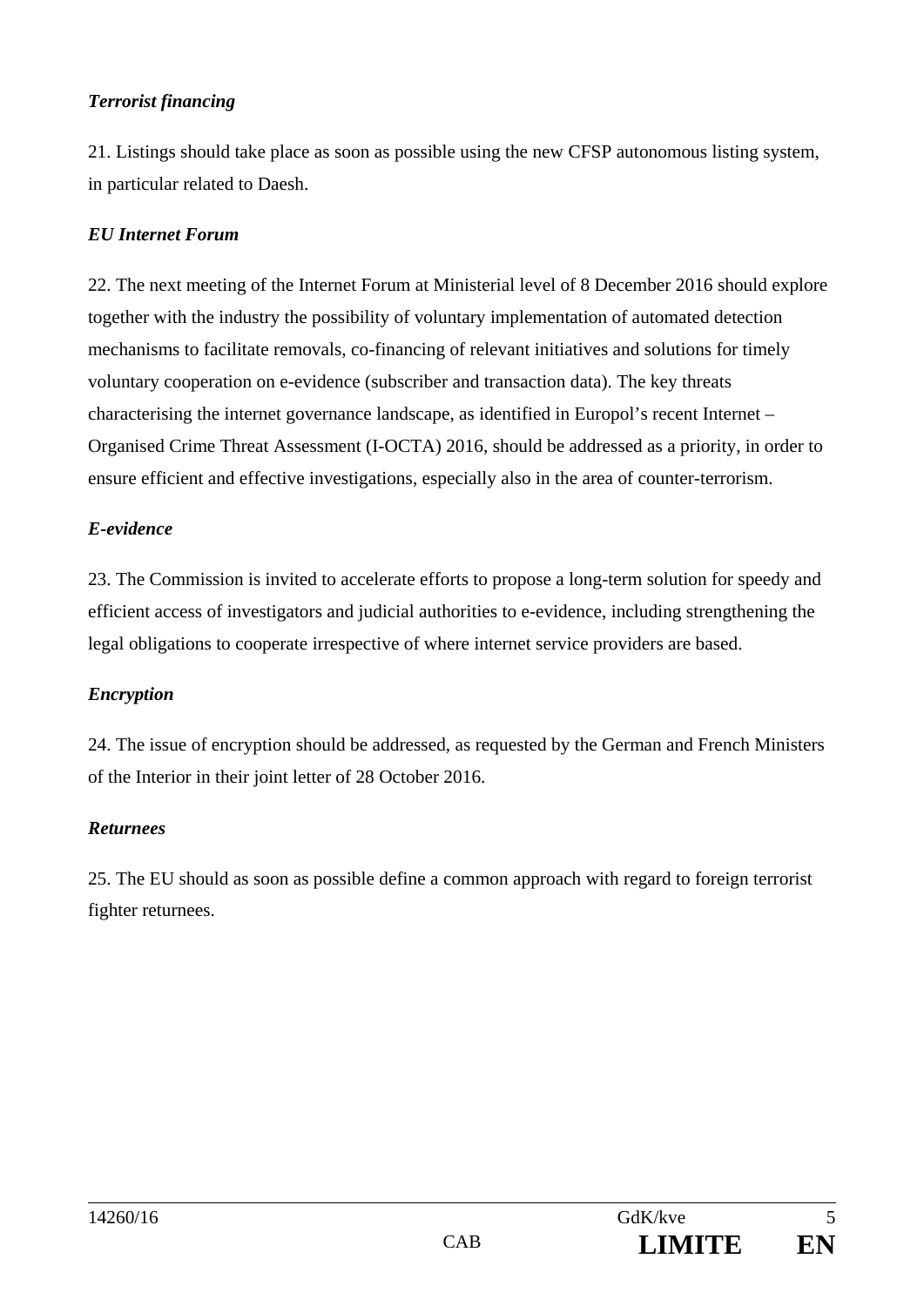***Terrorist financing***

21. Listings should take place as soon as possible using the new CFSP autonomous listing system, in particular related to Daesh.

***EU Internet Forum***

22. The next meeting of the Internet Forum at Ministerial level of 8 December 2016 should explore together with the industry the possibility of voluntary implementation of automated detection mechanisms to facilitate removals, co-financing of relevant initiatives and solutions for timely voluntary cooperation on e-evidence (subscriber and transaction data). The key threats characterising the internet governance landscape, as identified in Europol's recent Internet – Organised Crime Threat Assessment (I-OCTA) 2016, should be addressed as a priority, in order to ensure efficient and effective investigations, especially also in the area of counter-terrorism.

***E-evidence***

23. The Commission is invited to accelerate efforts to propose a long-term solution for speedy and efficient access of investigators and judicial authorities to e-evidence, including strengthening the legal obligations to cooperate irrespective of where internet service providers are based.

***Encryption***

24. The issue of encryption should be addressed, as requested by the German and French Ministers of the Interior in their joint letter of 28 October 2016.

***Returnees***

25. The EU should as soon as possible define a common approach with regard to foreign terrorist fighter returnees.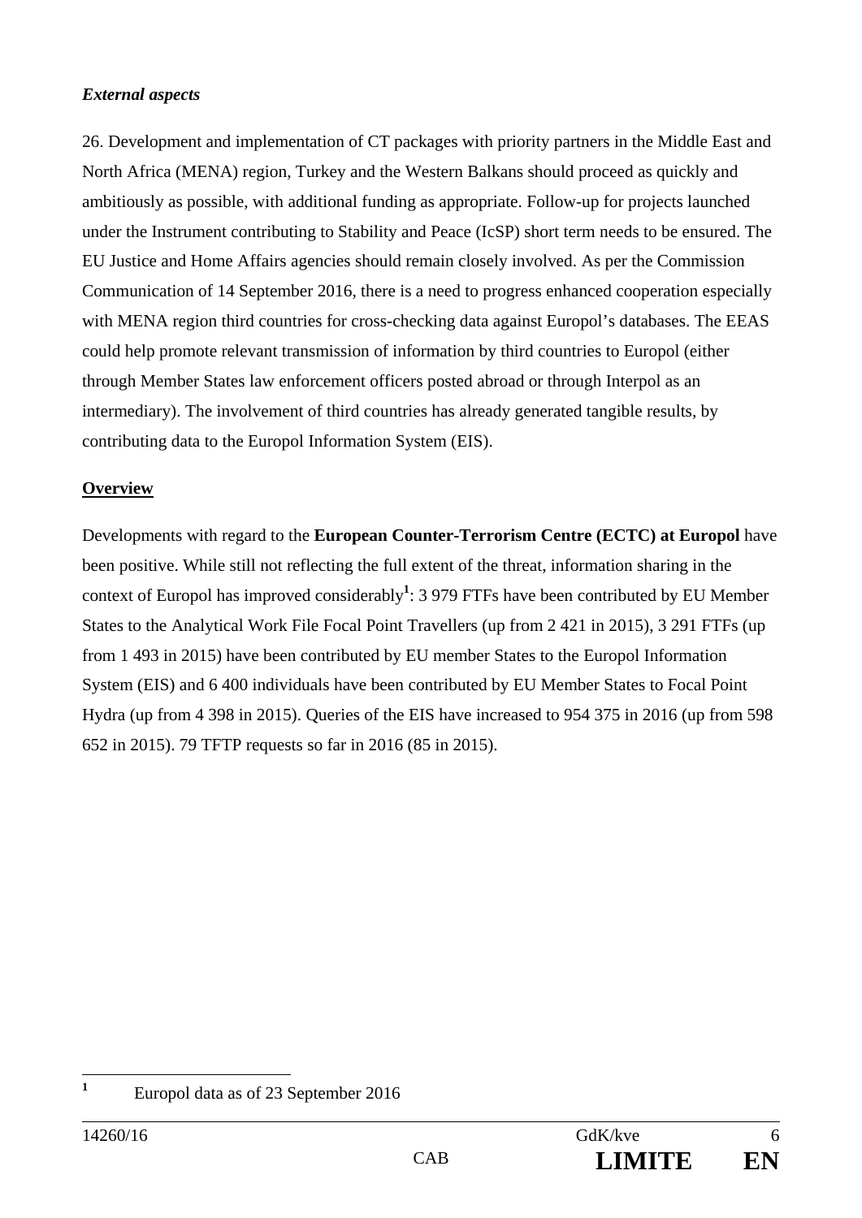***External aspects***

26. Development and implementation of CT packages with priority partners in the Middle East and North Africa (MENA) region, Turkey and the Western Balkans should proceed as quickly and ambitiously as possible, with additional funding as appropriate. Follow-up for projects launched under the Instrument contributing to Stability and Peace (IcSP) short term needs to be ensured. The EU Justice and Home Affairs agencies should remain closely involved. As per the Commission Communication of 14 September 2016, there is a need to progress enhanced cooperation especially with MENA region third countries for cross-checking data against Europol's databases. The EEAS could help promote relevant transmission of information by third countries to Europol (either through Member States law enforcement officers posted abroad or through Interpol as an intermediary). The involvement of third countries has already generated tangible results, by contributing data to the Europol Information System (EIS).

**Overview**

Developments with regard to the **European Counter-Terrorism Centre (ECTC) at Europol** have been positive. While still not reflecting the full extent of the threat, information sharing in the context of Europol has improved considerably[1]: 3 979 FTFs have been contributed by EU Member States to the Analytical Work File Focal Point Travellers (up from 2 421 in 2015), 3 291 FTFs (up from 1 493 in 2015) have been contributed by EU member States to the Europol Information System (EIS) and 6 400 individuals have been contributed by EU Member States to Focal Point Hydra (up from 4 398 in 2015). Queries of the EIS have increased to 954 375 in 2016 (up from 598 652 in 2015). 79 TFTP requests so far in 2016 (85 in 2015).

[1] Europol data as of 23 September 2016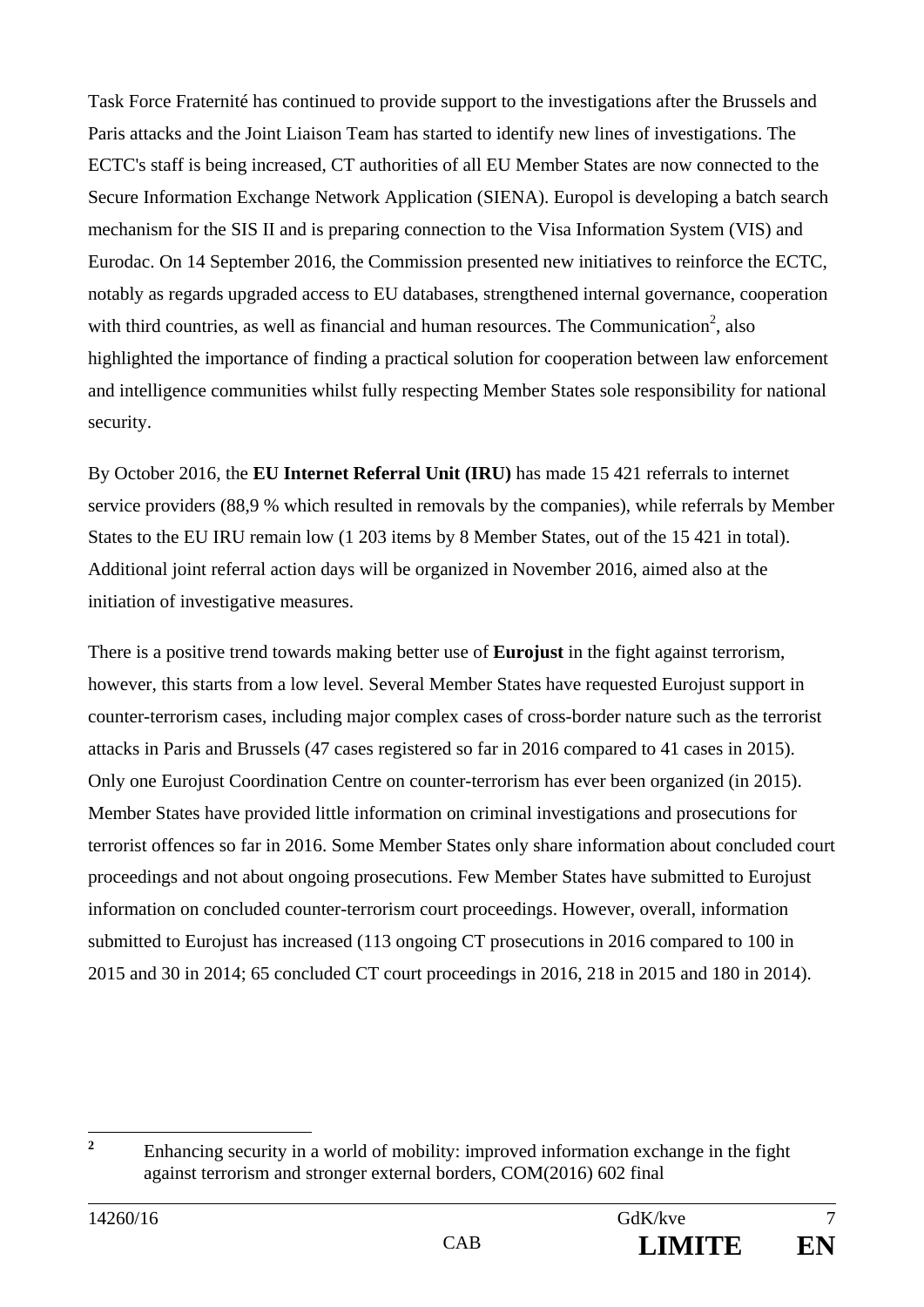Task Force Fraternité has continued to provide support to the investigations after the Brussels and Paris attacks and the Joint Liaison Team has started to identify new lines of investigations. The ECTC's staff is being increased, CT authorities of all EU Member States are now connected to the Secure Information Exchange Network Application (SIENA). Europol is developing a batch search mechanism for the SIS II and is preparing connection to the Visa Information System (VIS) and Eurodac. On 14 September 2016, the Commission presented new initiatives to reinforce the ECTC, notably as regards upgraded access to EU databases, strengthened internal governance, cooperation with third countries, as well as financial and human resources. The Communication[2], also highlighted the importance of finding a practical solution for cooperation between law enforcement and intelligence communities whilst fully respecting Member States sole responsibility for national security.

By October 2016, the **EU Internet Referral Unit (IRU)** has made 15 421 referrals to internet service providers (88,9 % which resulted in removals by the companies), while referrals by Member States to the EU IRU remain low (1 203 items by 8 Member States, out of the 15 421 in total). Additional joint referral action days will be organized in November 2016, aimed also at the initiation of investigative measures.

There is a positive trend towards making better use of **Eurojust** in the fight against terrorism, however, this starts from a low level. Several Member States have requested Eurojust support in counter-terrorism cases, including major complex cases of cross-border nature such as the terrorist attacks in Paris and Brussels (47 cases registered so far in 2016 compared to 41 cases in 2015). Only one Eurojust Coordination Centre on counter-terrorism has ever been organized (in 2015). Member States have provided little information on criminal investigations and prosecutions for terrorist offences so far in 2016. Some Member States only share information about concluded court proceedings and not about ongoing prosecutions. Few Member States have submitted to Eurojust information on concluded counter-terrorism court proceedings. However, overall, information submitted to Eurojust has increased (113 ongoing CT prosecutions in 2016 compared to 100 in 2015 and 30 in 2014; 65 concluded CT court proceedings in 2016, 218 in 2015 and 180 in 2014).

[2] Enhancing security in a world of mobility: improved information exchange in the fight against terrorism and stronger external borders, COM(2016) 602 final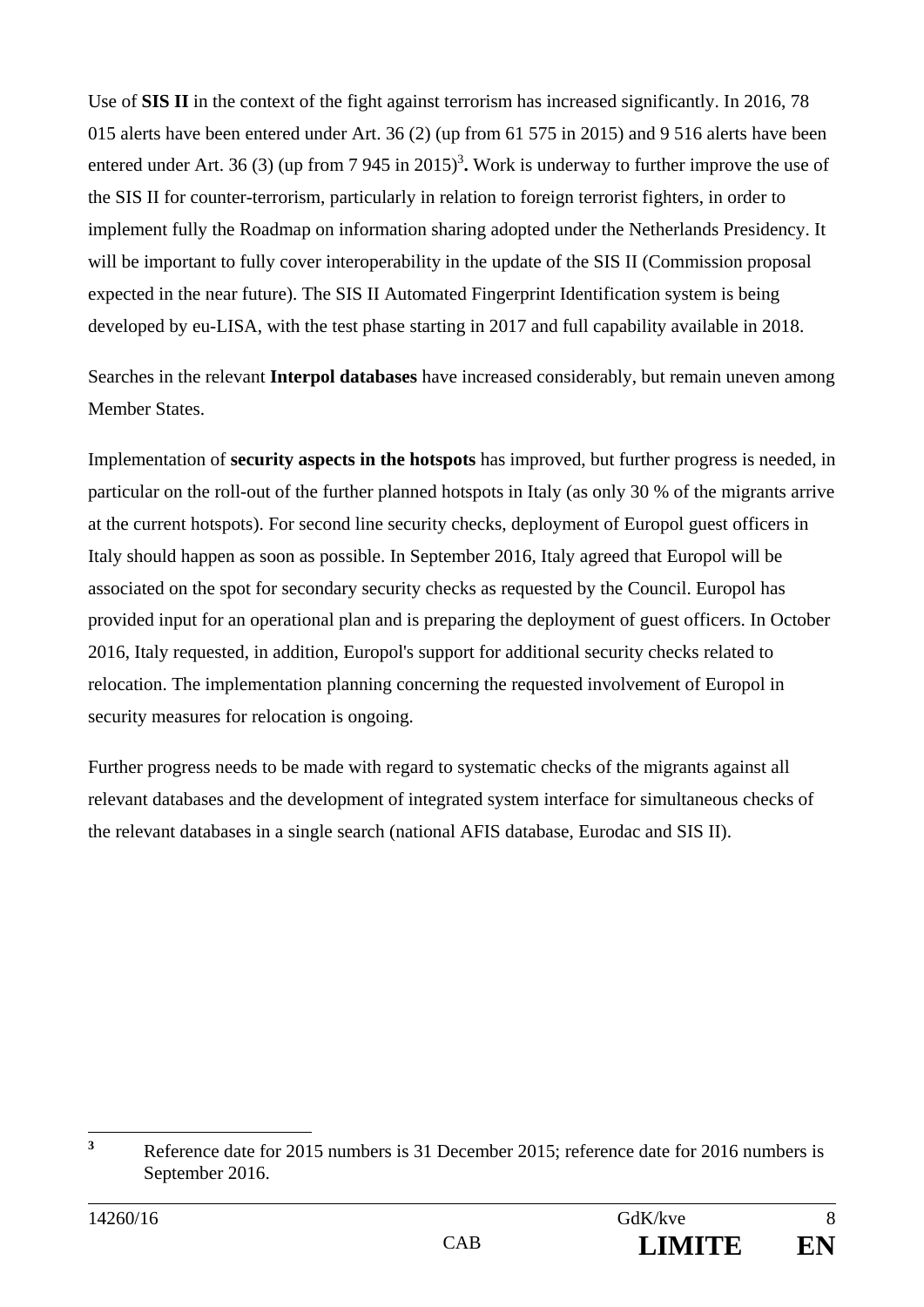Use of **SIS II** in the context of the fight against terrorism has increased significantly. In 2016, 78 015 alerts have been entered under Art. 36 (2) (up from 61 575 in 2015) and 9 516 alerts have been entered under Art. 36 (3) (up from 7 945 in 2015)[3]**.** Work is underway to further improve the use of the SIS II for counter-terrorism, particularly in relation to foreign terrorist fighters, in order to implement fully the Roadmap on information sharing adopted under the Netherlands Presidency. It will be important to fully cover interoperability in the update of the SIS II (Commission proposal expected in the near future). The SIS II Automated Fingerprint Identification system is being developed by eu-LISA, with the test phase starting in 2017 and full capability available in 2018.

Searches in the relevant **Interpol databases** have increased considerably, but remain uneven among Member States.

Implementation of **security aspects in the hotspots** has improved, but further progress is needed, in particular on the roll-out of the further planned hotspots in Italy (as only 30 % of the migrants arrive at the current hotspots). For second line security checks, deployment of Europol guest officers in Italy should happen as soon as possible. In September 2016, Italy agreed that Europol will be associated on the spot for secondary security checks as requested by the Council. Europol has provided input for an operational plan and is preparing the deployment of guest officers. In October 2016, Italy requested, in addition, Europol's support for additional security checks related to relocation. The implementation planning concerning the requested involvement of Europol in security measures for relocation is ongoing.

Further progress needs to be made with regard to systematic checks of the migrants against all relevant databases and the development of integrated system interface for simultaneous checks of the relevant databases in a single search (national AFIS database, Eurodac and SIS II).

---

[3] Reference date for 2015 numbers is 31 December 2015; reference date for 2016 numbers is September 2016.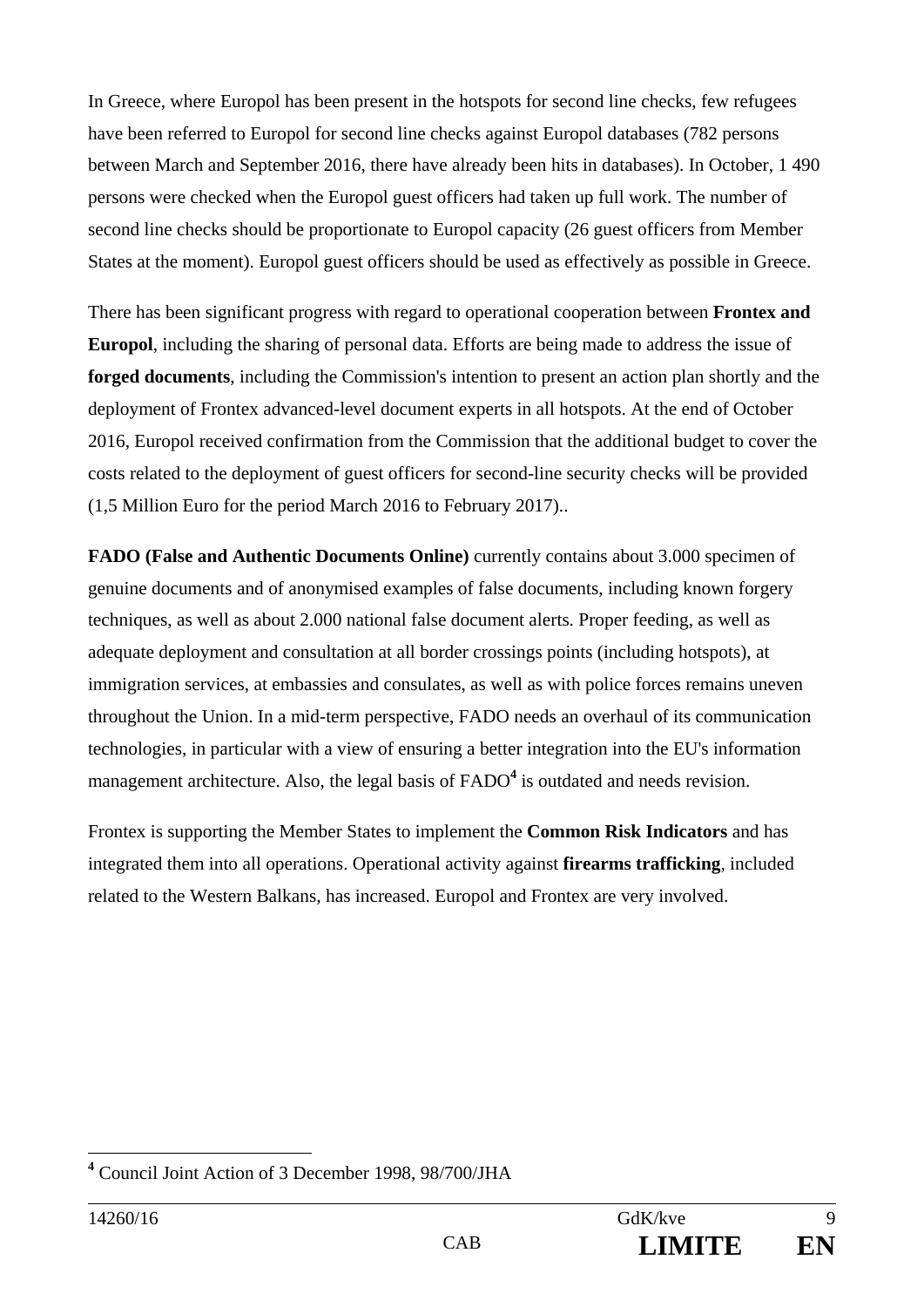In Greece, where Europol has been present in the hotspots for second line checks, few refugees have been referred to Europol for second line checks against Europol databases (782 persons between March and September 2016, there have already been hits in databases). In October, 1 490 persons were checked when the Europol guest officers had taken up full work. The number of second line checks should be proportionate to Europol capacity (26 guest officers from Member States at the moment). Europol guest officers should be used as effectively as possible in Greece.

There has been significant progress with regard to operational cooperation between **Frontex and Europol**, including the sharing of personal data. Efforts are being made to address the issue of **forged documents**, including the Commission's intention to present an action plan shortly and the deployment of Frontex advanced-level document experts in all hotspots. At the end of October 2016, Europol received confirmation from the Commission that the additional budget to cover the costs related to the deployment of guest officers for second-line security checks will be provided (1,5 Million Euro for the period March 2016 to February 2017)..

**FADO (False and Authentic Documents Online)** currently contains about 3.000 specimen of genuine documents and of anonymised examples of false documents, including known forgery techniques, as well as about 2.000 national false document alerts. Proper feeding, as well as adequate deployment and consultation at all border crossings points (including hotspots), at immigration services, at embassies and consulates, as well as with police forces remains uneven throughout the Union. In a mid-term perspective, FADO needs an overhaul of its communication technologies, in particular with a view of ensuring a better integration into the EU's information management architecture. Also, the legal basis of FADO[4] is outdated and needs revision.

Frontex is supporting the Member States to implement the **Common Risk Indicators** and has integrated them into all operations. Operational activity against **firearms trafficking**, included related to the Western Balkans, has increased. Europol and Frontex are very involved.

---

[4] Council Joint Action of 3 December 1998, 98/700/JHA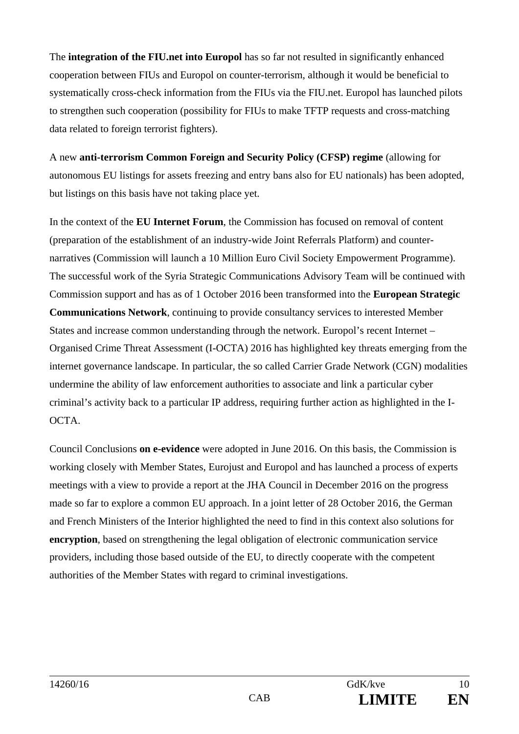The **integration of the FIU.net into Europol** has so far not resulted in significantly enhanced cooperation between FIUs and Europol on counter-terrorism, although it would be beneficial to systematically cross-check information from the FIUs via the FIU.net. Europol has launched pilots to strengthen such cooperation (possibility for FIUs to make TFTP requests and cross-matching data related to foreign terrorist fighters).

A new **anti-terrorism Common Foreign and Security Policy (CFSP) regime** (allowing for autonomous EU listings for assets freezing and entry bans also for EU nationals) has been adopted, but listings on this basis have not taking place yet.

In the context of the **EU Internet Forum**, the Commission has focused on removal of content (preparation of the establishment of an industry-wide Joint Referrals Platform) and counter-narratives (Commission will launch a 10 Million Euro Civil Society Empowerment Programme). The successful work of the Syria Strategic Communications Advisory Team will be continued with Commission support and has as of 1 October 2016 been transformed into the **European Strategic Communications Network**, continuing to provide consultancy services to interested Member States and increase common understanding through the network. Europol's recent Internet – Organised Crime Threat Assessment (I-OCTA) 2016 has highlighted key threats emerging from the internet governance landscape. In particular, the so called Carrier Grade Network (CGN) modalities undermine the ability of law enforcement authorities to associate and link a particular cyber criminal's activity back to a particular IP address, requiring further action as highlighted in the I-OCTA.

Council Conclusions **on e-evidence** were adopted in June 2016. On this basis, the Commission is working closely with Member States, Eurojust and Europol and has launched a process of experts meetings with a view to provide a report at the JHA Council in December 2016 on the progress made so far to explore a common EU approach. In a joint letter of 28 October 2016, the German and French Ministers of the Interior highlighted the need to find in this context also solutions for **encryption**, based on strengthening the legal obligation of electronic communication service providers, including those based outside of the EU, to directly cooperate with the competent authorities of the Member States with regard to criminal investigations.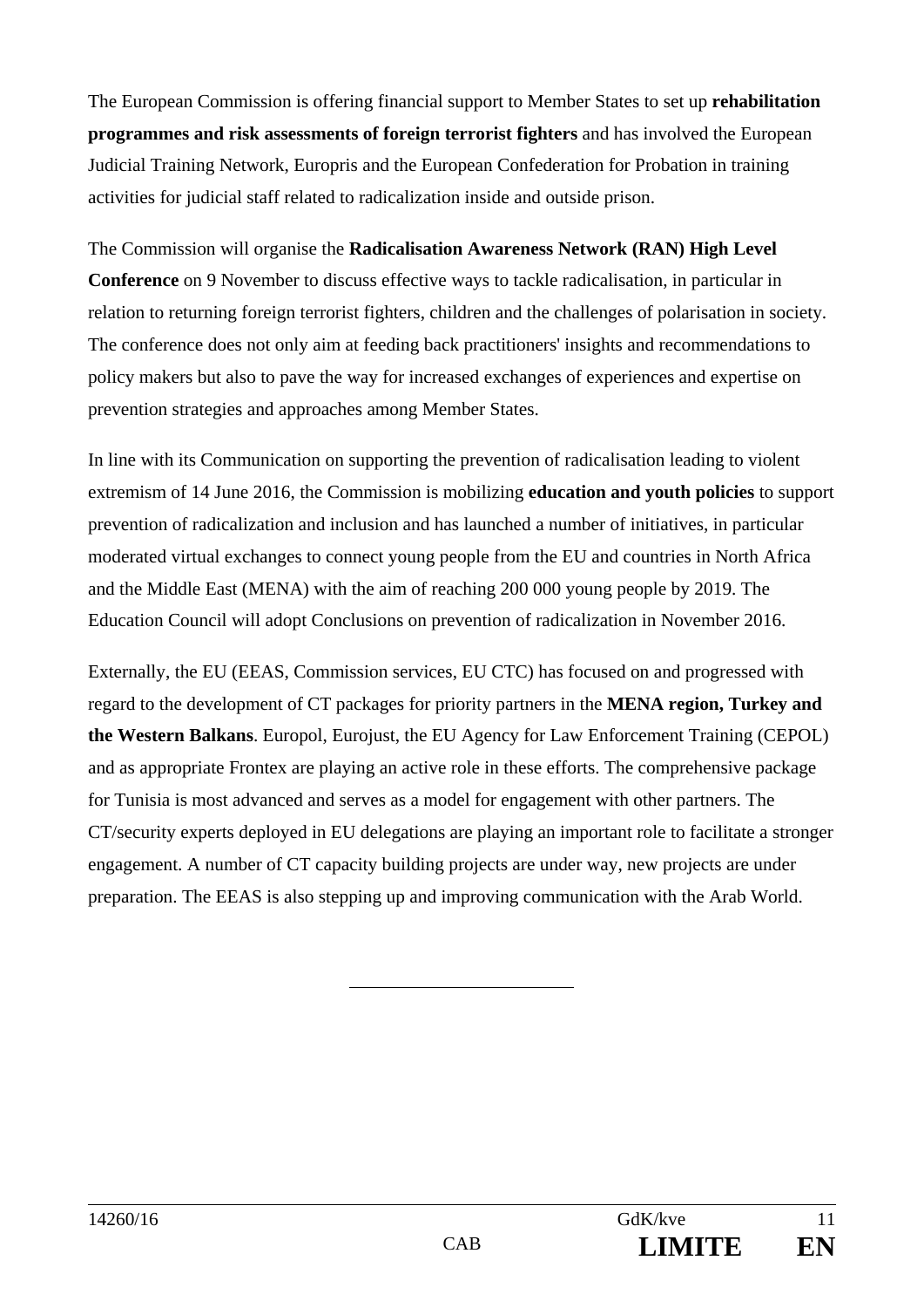The European Commission is offering financial support to Member States to set up **rehabilitation programmes and risk assessments of foreign terrorist fighters** and has involved the European Judicial Training Network, Europris and the European Confederation for Probation in training activities for judicial staff related to radicalization inside and outside prison.

The Commission will organise the **Radicalisation Awareness Network (RAN) High Level Conference** on 9 November to discuss effective ways to tackle radicalisation, in particular in relation to returning foreign terrorist fighters, children and the challenges of polarisation in society. The conference does not only aim at feeding back practitioners' insights and recommendations to policy makers but also to pave the way for increased exchanges of experiences and expertise on prevention strategies and approaches among Member States.

In line with its Communication on supporting the prevention of radicalisation leading to violent extremism of 14 June 2016, the Commission is mobilizing **education and youth policies** to support prevention of radicalization and inclusion and has launched a number of initiatives, in particular moderated virtual exchanges to connect young people from the EU and countries in North Africa and the Middle East (MENA) with the aim of reaching 200 000 young people by 2019. The Education Council will adopt Conclusions on prevention of radicalization in November 2016.

Externally, the EU (EEAS, Commission services, EU CTC) has focused on and progressed with regard to the development of CT packages for priority partners in the **MENA region, Turkey and the Western Balkans**. Europol, Eurojust, the EU Agency for Law Enforcement Training (CEPOL) and as appropriate Frontex are playing an active role in these efforts. The comprehensive package for Tunisia is most advanced and serves as a model for engagement with other partners. The CT/security experts deployed in EU delegations are playing an important role to facilitate a stronger engagement. A number of CT capacity building projects are under way, new projects are under preparation. The EEAS is also stepping up and improving communication with the Arab World.